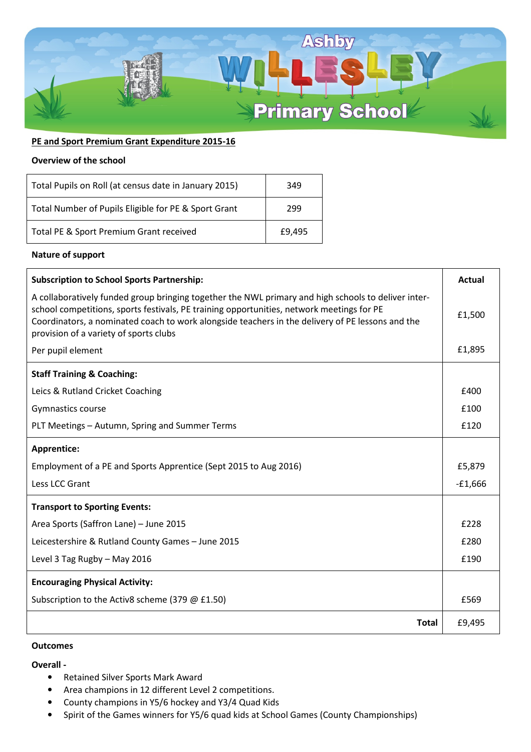# Ashby Willesley Primary School

**PE and Sport Premium Grant Expenditure 2015-16**

**Overview of the school**

| | |
|---|---|
| Total Pupils on Roll (at census date in January 2015) | 349 |
| Total Number of Pupils Eligible for PE & Sport Grant | 299 |
| Total PE & Sport Premium Grant received | £9,495 |

**Nature of support**

| **Subscription to School Sports Partnership:** | **Actual** |
|---|---|
| A collaboratively funded group bringing together the NWL primary and high schools to deliver inter-school competitions, sports festivals, PE training opportunities, network meetings for PE Coordinators, a nominated coach to work alongside teachers in the delivery of PE lessons and the provision of a variety of sports clubs | £1,500 |
| Per pupil element | £1,895 |
| **Staff Training & Coaching:** | |
| Leics & Rutland Cricket Coaching | £400 |
| Gymnastics course | £100 |
| PLT Meetings – Autumn, Spring and Summer Terms | £120 |
| **Apprentice:** | |
| Employment of a PE and Sports Apprentice (Sept 2015 to Aug 2016) | £5,879 |
| Less LCC Grant | -£1,666 |
| **Transport to Sporting Events:** | |
| Area Sports (Saffron Lane) – June 2015 | £228 |
| Leicestershire & Rutland County Games – June 2015 | £280 |
| Level 3 Tag Rugby – May 2016 | £190 |
| **Encouraging Physical Activity:** | |
| Subscription to the Activ8 scheme (379 @ £1.50) | £569 |
| **Total** | £9,495 |

**Outcomes**

**Overall -**

- Retained Silver Sports Mark Award
- Area champions in 12 different Level 2 competitions.
- County champions in Y5/6 hockey and Y3/4 Quad Kids
- Spirit of the Games winners for Y5/6 quad kids at School Games (County Championships)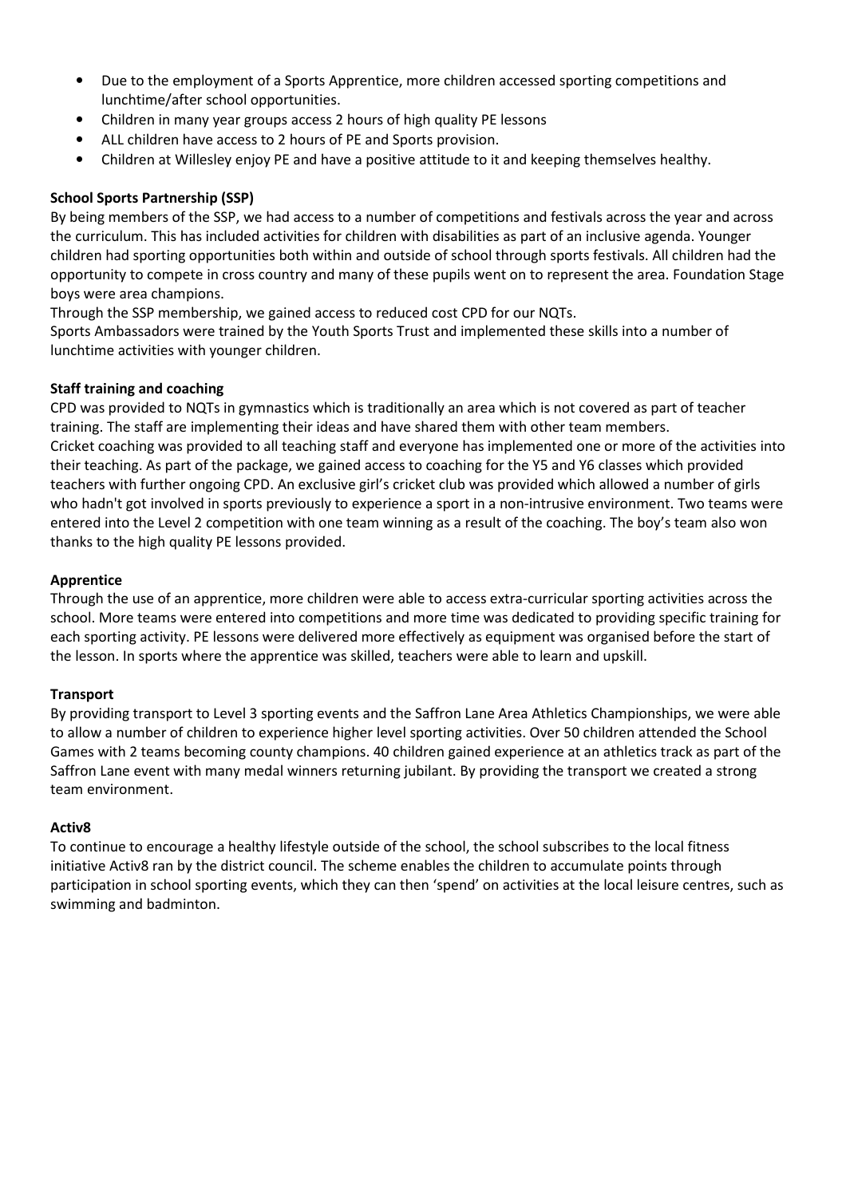- Due to the employment of a Sports Apprentice, more children accessed sporting competitions and lunchtime/after school opportunities.
- Children in many year groups access 2 hours of high quality PE lessons
- ALL children have access to 2 hours of PE and Sports provision.
- Children at Willesley enjoy PE and have a positive attitude to it and keeping themselves healthy.

**School Sports Partnership (SSP)**

By being members of the SSP, we had access to a number of competitions and festivals across the year and across the curriculum. This has included activities for children with disabilities as part of an inclusive agenda. Younger children had sporting opportunities both within and outside of school through sports festivals. All children had the opportunity to compete in cross country and many of these pupils went on to represent the area. Foundation Stage boys were area champions.

Through the SSP membership, we gained access to reduced cost CPD for our NQTs.

Sports Ambassadors were trained by the Youth Sports Trust and implemented these skills into a number of lunchtime activities with younger children.

**Staff training and coaching**

CPD was provided to NQTs in gymnastics which is traditionally an area which is not covered as part of teacher training. The staff are implementing their ideas and have shared them with other team members.

Cricket coaching was provided to all teaching staff and everyone has implemented one or more of the activities into their teaching. As part of the package, we gained access to coaching for the Y5 and Y6 classes which provided teachers with further ongoing CPD. An exclusive girl's cricket club was provided which allowed a number of girls who hadn't got involved in sports previously to experience a sport in a non-intrusive environment. Two teams were entered into the Level 2 competition with one team winning as a result of the coaching. The boy's team also won thanks to the high quality PE lessons provided.

**Apprentice**

Through the use of an apprentice, more children were able to access extra-curricular sporting activities across the school. More teams were entered into competitions and more time was dedicated to providing specific training for each sporting activity. PE lessons were delivered more effectively as equipment was organised before the start of the lesson. In sports where the apprentice was skilled, teachers were able to learn and upskill.

**Transport**

By providing transport to Level 3 sporting events and the Saffron Lane Area Athletics Championships, we were able to allow a number of children to experience higher level sporting activities. Over 50 children attended the School Games with 2 teams becoming county champions. 40 children gained experience at an athletics track as part of the Saffron Lane event with many medal winners returning jubilant. By providing the transport we created a strong team environment.

**Activ8**

To continue to encourage a healthy lifestyle outside of the school, the school subscribes to the local fitness initiative Activ8 ran by the district council. The scheme enables the children to accumulate points through participation in school sporting events, which they can then 'spend' on activities at the local leisure centres, such as swimming and badminton.